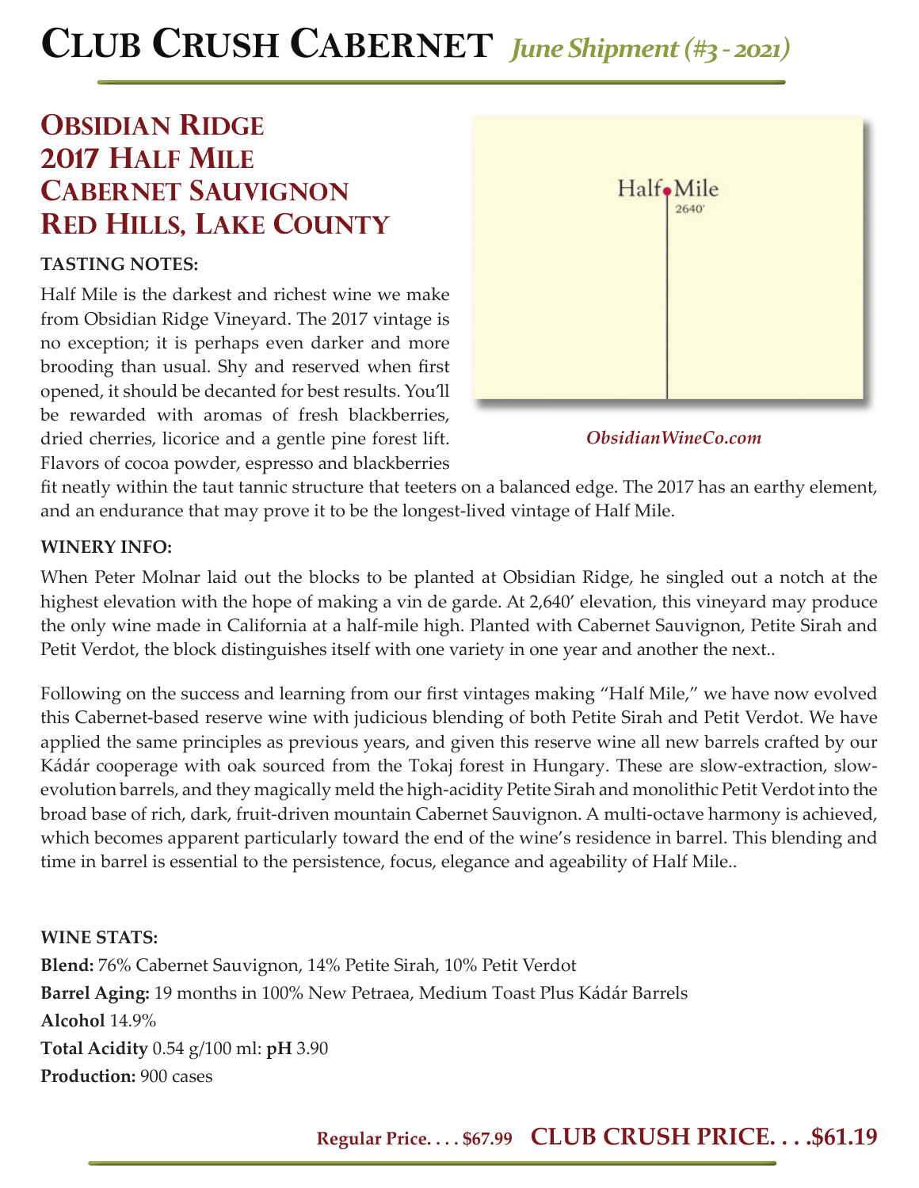# Club Crush Cabernet *June Shipment (#3 - 2021)*

## Obsidian Ridge 2017 Half Mile Cabernet Sauvignon Red Hills, Lake County

**TASTING NOTES:**

Half Mile is the darkest and richest wine we make from Obsidian Ridge Vineyard. The 2017 vintage is no exception; it is perhaps even darker and more brooding than usual. Shy and reserved when first opened, it should be decanted for best results. You'll be rewarded with aromas of fresh blackberries, dried cherries, licorice and a gentle pine forest lift. Flavors of cocoa powder, espresso and blackberries fit neatly within the taut tannic structure that teeters on a balanced edge. The 2017 has an earthy element, and an endurance that may prove it to be the longest-lived vintage of Half Mile.

Half Mile
2640'

*ObsidianWineCo.com*

**WINERY INFO:**

When Peter Molnar laid out the blocks to be planted at Obsidian Ridge, he singled out a notch at the highest elevation with the hope of making a vin de garde. At 2,640' elevation, this vineyard may produce the only wine made in California at a half-mile high. Planted with Cabernet Sauvignon, Petite Sirah and Petit Verdot, the block distinguishes itself with one variety in one year and another the next..

Following on the success and learning from our first vintages making "Half Mile," we have now evolved this Cabernet-based reserve wine with judicious blending of both Petite Sirah and Petit Verdot. We have applied the same principles as previous years, and given this reserve wine all new barrels crafted by our Kádár cooperage with oak sourced from the Tokaj forest in Hungary. These are slow-extraction, slow-evolution barrels, and they magically meld the high-acidity Petite Sirah and monolithic Petit Verdot into the broad base of rich, dark, fruit-driven mountain Cabernet Sauvignon. A multi-octave harmony is achieved, which becomes apparent particularly toward the end of the wine's residence in barrel. This blending and time in barrel is essential to the persistence, focus, elegance and ageability of Half Mile..

**WINE STATS:**

**Blend:** 76% Cabernet Sauvignon, 14% Petite Sirah, 10% Petit Verdot
**Barrel Aging:** 19 months in 100% New Petraea, Medium Toast Plus Kádár Barrels
**Alcohol** 14.9%
**Total Acidity** 0.54 g/100 ml: **pH** 3.90
**Production:** 900 cases

**Regular Price. . . . $67.99 CLUB CRUSH PRICE. . . .$61.19**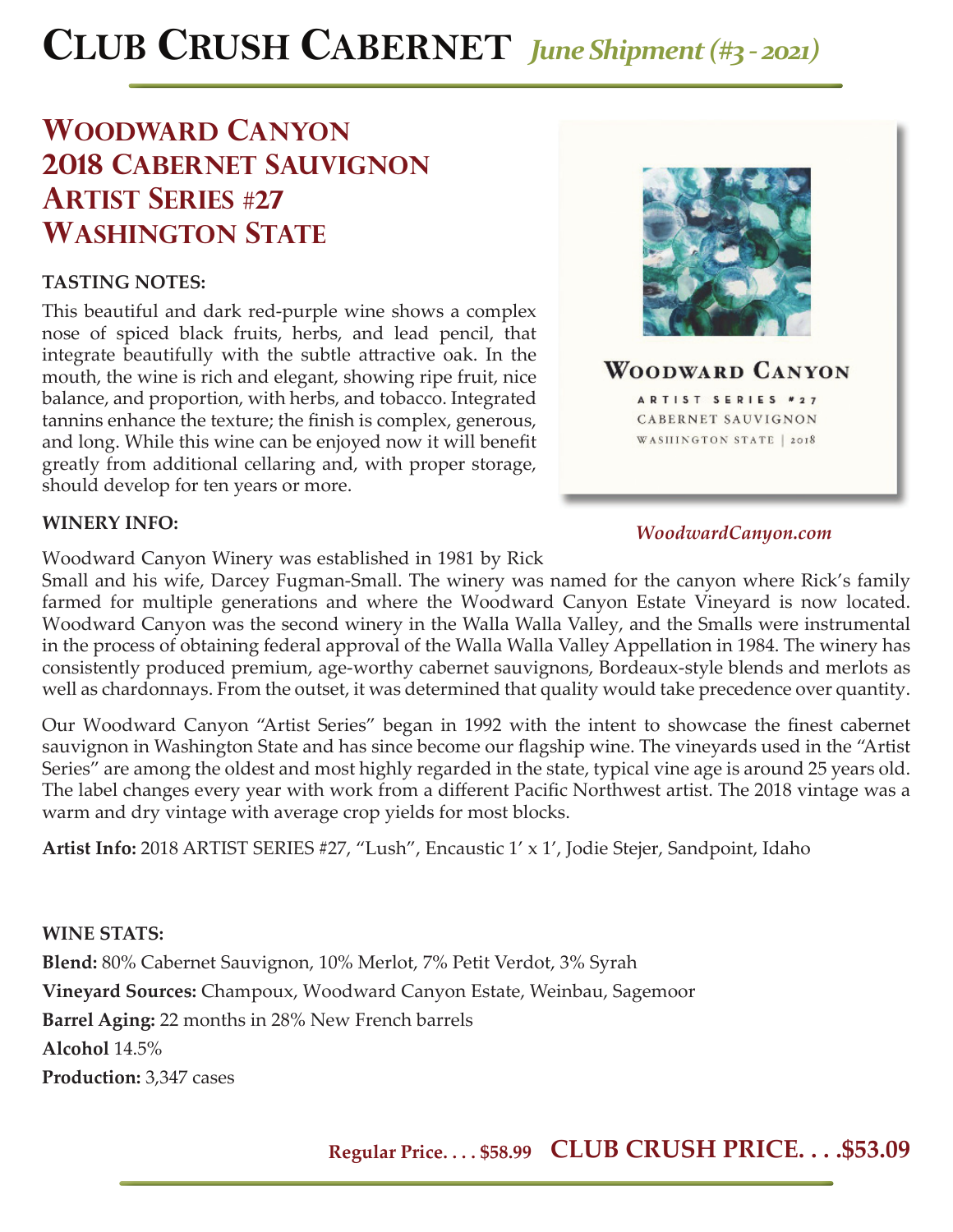# Club Crush Cabernet *June Shipment (#3 - 2021)*

## Woodward Canyon 2018 Cabernet Sauvignon Artist Series #27 Washington State

**TASTING NOTES:**

This beautiful and dark red-purple wine shows a complex nose of spiced black fruits, herbs, and lead pencil, that integrate beautifully with the subtle attractive oak. In the mouth, the wine is rich and elegant, showing ripe fruit, nice balance, and proportion, with herbs, and tobacco. Integrated tannins enhance the texture; the finish is complex, generous, and long. While this wine can be enjoyed now it will benefit greatly from additional cellaring and, with proper storage, should develop for ten years or more.

WOODWARD CANYON

ARTIST SERIES #27

CABERNET SAUVIGNON

WASHINGTON STATE | 2018

*WoodwardCanyon.com*

**WINERY INFO:**

Woodward Canyon Winery was established in 1981 by Rick Small and his wife, Darcey Fugman-Small. The winery was named for the canyon where Rick's family farmed for multiple generations and where the Woodward Canyon Estate Vineyard is now located. Woodward Canyon was the second winery in the Walla Walla Valley, and the Smalls were instrumental in the process of obtaining federal approval of the Walla Walla Valley Appellation in 1984. The winery has consistently produced premium, age-worthy cabernet sauvignons, Bordeaux-style blends and merlots as well as chardonnays. From the outset, it was determined that quality would take precedence over quantity.

Our Woodward Canyon "Artist Series" began in 1992 with the intent to showcase the finest cabernet sauvignon in Washington State and has since become our flagship wine. The vineyards used in the "Artist Series" are among the oldest and most highly regarded in the state, typical vine age is around 25 years old. The label changes every year with work from a different Pacific Northwest artist. The 2018 vintage was a warm and dry vintage with average crop yields for most blocks.

**Artist Info:** 2018 ARTIST SERIES #27, "Lush", Encaustic 1' x 1', Jodie Stejer, Sandpoint, Idaho

**WINE STATS:**

**Blend:** 80% Cabernet Sauvignon, 10% Merlot, 7% Petit Verdot, 3% Syrah

**Vineyard Sources:** Champoux, Woodward Canyon Estate, Weinbau, Sagemoor

**Barrel Aging:** 22 months in 28% New French barrels

**Alcohol** 14.5%

**Production:** 3,347 cases

**Regular Price. . . . $58.99** **CLUB CRUSH PRICE. . . .$53.09**